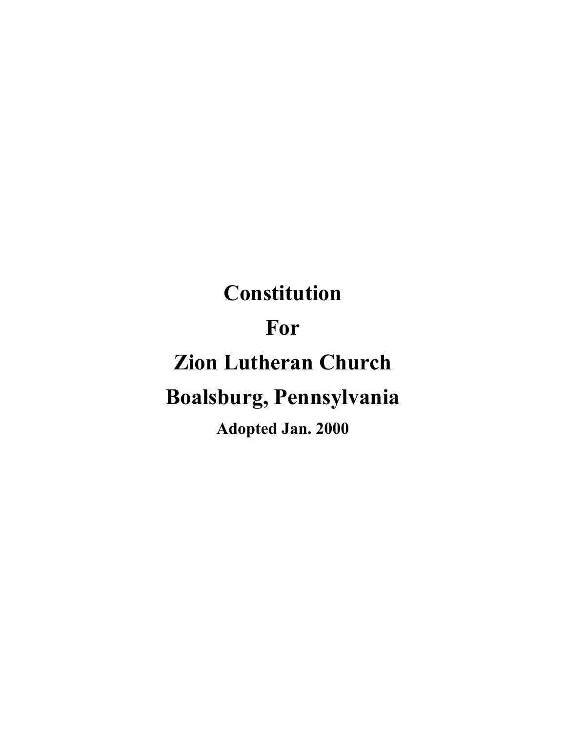# Constitution

# For

# Zion Lutheran Church

# Boalsburg, Pennsylvania

**Adopted Jan. 2000**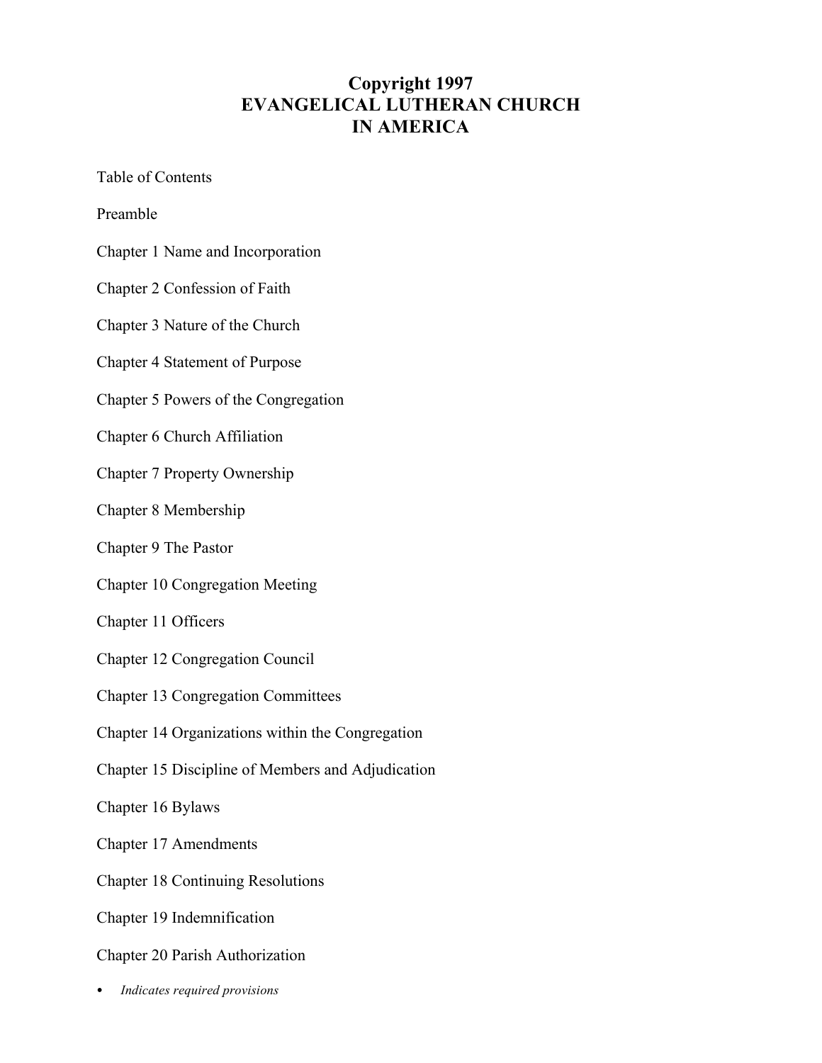# Copyright 1997
# EVANGELICAL LUTHERAN CHURCH IN AMERICA

Table of Contents

Preamble

Chapter 1 Name and Incorporation

Chapter 2 Confession of Faith

Chapter 3 Nature of the Church

Chapter 4 Statement of Purpose

Chapter 5 Powers of the Congregation

Chapter 6 Church Affiliation

Chapter 7 Property Ownership

Chapter 8 Membership

Chapter 9 The Pastor

Chapter 10 Congregation Meeting

Chapter 11 Officers

Chapter 12 Congregation Council

Chapter 13 Congregation Committees

Chapter 14 Organizations within the Congregation

Chapter 15 Discipline of Members and Adjudication

Chapter 16 Bylaws

Chapter 17 Amendments

Chapter 18 Continuing Resolutions

Chapter 19 Indemnification

Chapter 20 Parish Authorization

- *Indicates required provisions*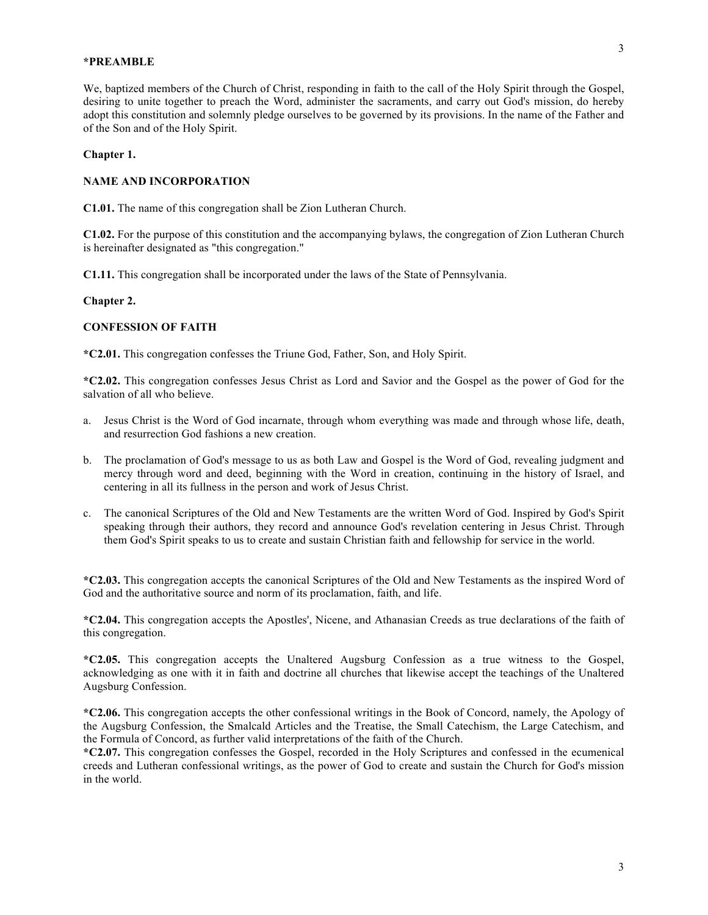**\*PREAMBLE**

We, baptized members of the Church of Christ, responding in faith to the call of the Holy Spirit through the Gospel, desiring to unite together to preach the Word, administer the sacraments, and carry out God's mission, do hereby adopt this constitution and solemnly pledge ourselves to be governed by its provisions. In the name of the Father and of the Son and of the Holy Spirit.

**Chapter 1.**

**NAME AND INCORPORATION**

**C1.01.** The name of this congregation shall be Zion Lutheran Church.

**C1.02.** For the purpose of this constitution and the accompanying bylaws, the congregation of Zion Lutheran Church is hereinafter designated as "this congregation."

**C1.11.** This congregation shall be incorporated under the laws of the State of Pennsylvania.

**Chapter 2.**

**CONFESSION OF FAITH**

**\*C2.01.** This congregation confesses the Triune God, Father, Son, and Holy Spirit.

**\*C2.02.** This congregation confesses Jesus Christ as Lord and Savior and the Gospel as the power of God for the salvation of all who believe.

a. Jesus Christ is the Word of God incarnate, through whom everything was made and through whose life, death, and resurrection God fashions a new creation.

b. The proclamation of God's message to us as both Law and Gospel is the Word of God, revealing judgment and mercy through word and deed, beginning with the Word in creation, continuing in the history of Israel, and centering in all its fullness in the person and work of Jesus Christ.

c. The canonical Scriptures of the Old and New Testaments are the written Word of God. Inspired by God's Spirit speaking through their authors, they record and announce God's revelation centering in Jesus Christ. Through them God's Spirit speaks to us to create and sustain Christian faith and fellowship for service in the world.

**\*C2.03.** This congregation accepts the canonical Scriptures of the Old and New Testaments as the inspired Word of God and the authoritative source and norm of its proclamation, faith, and life.

**\*C2.04.** This congregation accepts the Apostles', Nicene, and Athanasian Creeds as true declarations of the faith of this congregation.

**\*C2.05.** This congregation accepts the Unaltered Augsburg Confession as a true witness to the Gospel, acknowledging as one with it in faith and doctrine all churches that likewise accept the teachings of the Unaltered Augsburg Confession.

**\*C2.06.** This congregation accepts the other confessional writings in the Book of Concord, namely, the Apology of the Augsburg Confession, the Smalcald Articles and the Treatise, the Small Catechism, the Large Catechism, and the Formula of Concord, as further valid interpretations of the faith of the Church.

**\*C2.07.** This congregation confesses the Gospel, recorded in the Holy Scriptures and confessed in the ecumenical creeds and Lutheran confessional writings, as the power of God to create and sustain the Church for God's mission in the world.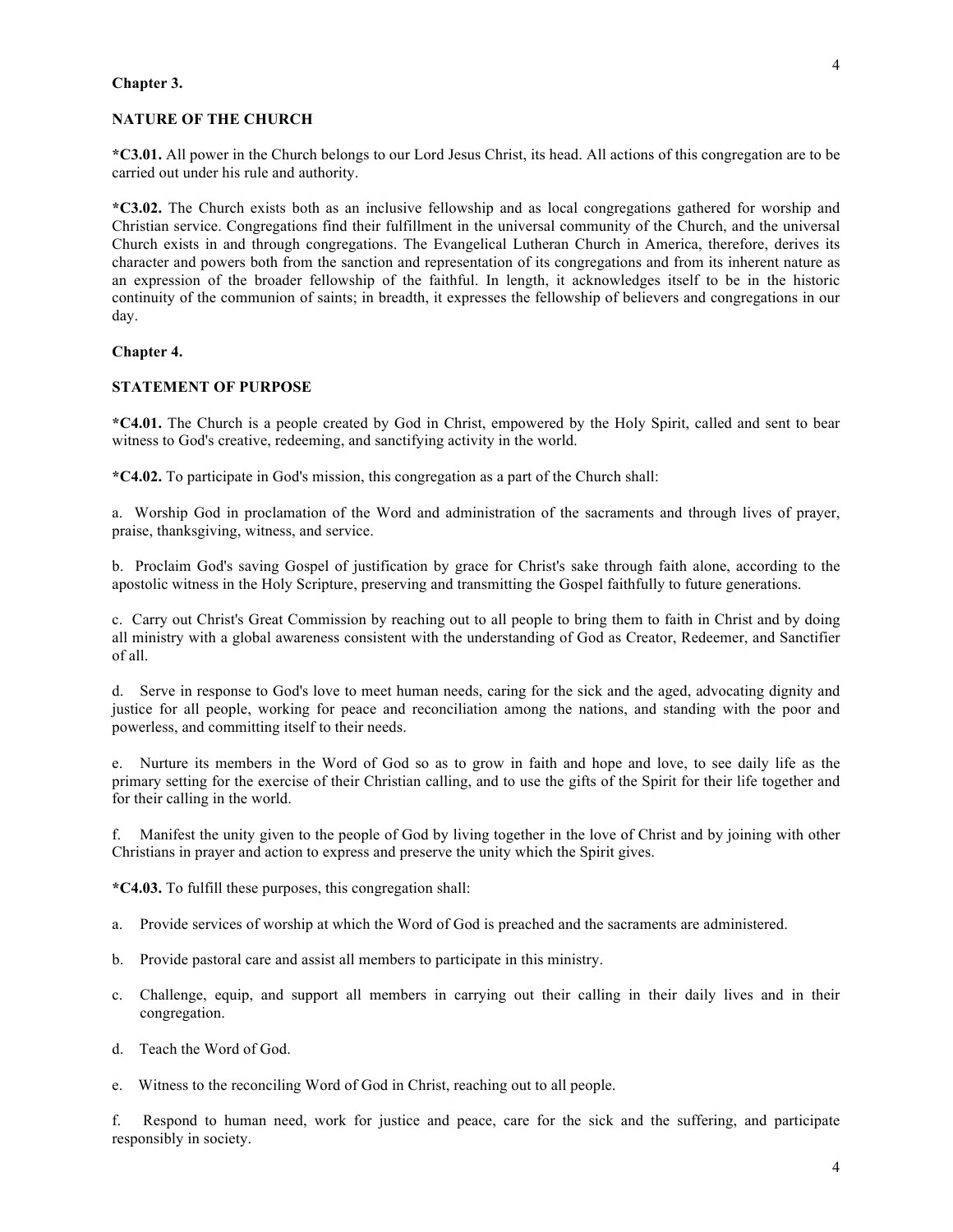**Chapter 3.**

**NATURE OF THE CHURCH**

**\*C3.01.** All power in the Church belongs to our Lord Jesus Christ, its head. All actions of this congregation are to be carried out under his rule and authority.

**\*C3.02.** The Church exists both as an inclusive fellowship and as local congregations gathered for worship and Christian service. Congregations find their fulfillment in the universal community of the Church, and the universal Church exists in and through congregations. The Evangelical Lutheran Church in America, therefore, derives its character and powers both from the sanction and representation of its congregations and from its inherent nature as an expression of the broader fellowship of the faithful. In length, it acknowledges itself to be in the historic continuity of the communion of saints; in breadth, it expresses the fellowship of believers and congregations in our day.

**Chapter 4.**

**STATEMENT OF PURPOSE**

**\*C4.01.** The Church is a people created by God in Christ, empowered by the Holy Spirit, called and sent to bear witness to God's creative, redeeming, and sanctifying activity in the world.

**\*C4.02.** To participate in God's mission, this congregation as a part of the Church shall:

a. Worship God in proclamation of the Word and administration of the sacraments and through lives of prayer, praise, thanksgiving, witness, and service.

b. Proclaim God's saving Gospel of justification by grace for Christ's sake through faith alone, according to the apostolic witness in the Holy Scripture, preserving and transmitting the Gospel faithfully to future generations.

c. Carry out Christ's Great Commission by reaching out to all people to bring them to faith in Christ and by doing all ministry with a global awareness consistent with the understanding of God as Creator, Redeemer, and Sanctifier of all.

d. Serve in response to God's love to meet human needs, caring for the sick and the aged, advocating dignity and justice for all people, working for peace and reconciliation among the nations, and standing with the poor and powerless, and committing itself to their needs.

e. Nurture its members in the Word of God so as to grow in faith and hope and love, to see daily life as the primary setting for the exercise of their Christian calling, and to use the gifts of the Spirit for their life together and for their calling in the world.

f. Manifest the unity given to the people of God by living together in the love of Christ and by joining with other Christians in prayer and action to express and preserve the unity which the Spirit gives.

**\*C4.03.** To fulfill these purposes, this congregation shall:

a. Provide services of worship at which the Word of God is preached and the sacraments are administered.

b. Provide pastoral care and assist all members to participate in this ministry.

c. Challenge, equip, and support all members in carrying out their calling in their daily lives and in their congregation.

d. Teach the Word of God.

e. Witness to the reconciling Word of God in Christ, reaching out to all people.

f. Respond to human need, work for justice and peace, care for the sick and the suffering, and participate responsibly in society.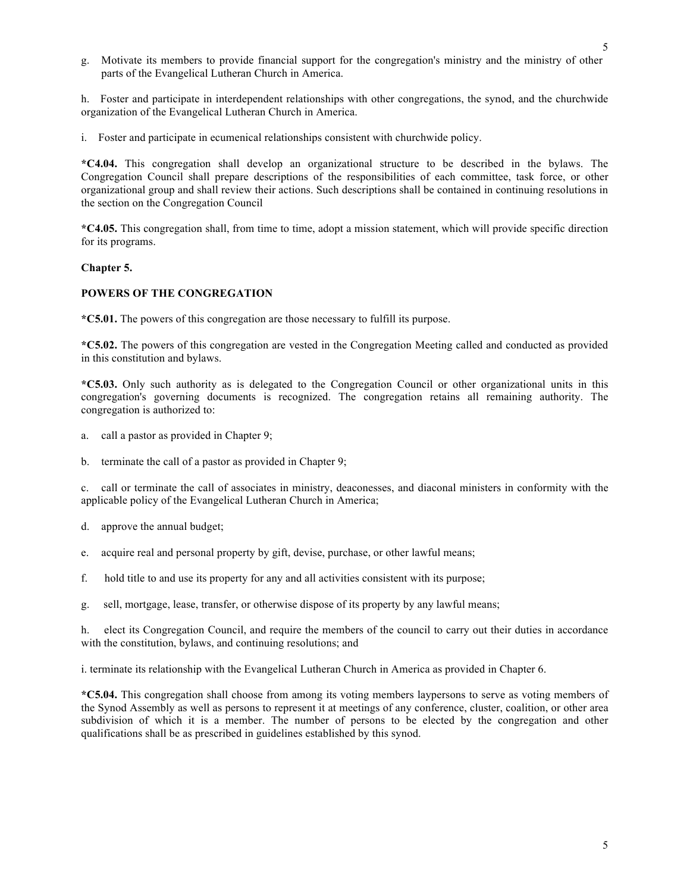g. Motivate its members to provide financial support for the congregation's ministry and the ministry of other parts of the Evangelical Lutheran Church in America.

h. Foster and participate in interdependent relationships with other congregations, the synod, and the churchwide organization of the Evangelical Lutheran Church in America.

i. Foster and participate in ecumenical relationships consistent with churchwide policy.

**\*C4.04.** This congregation shall develop an organizational structure to be described in the bylaws. The Congregation Council shall prepare descriptions of the responsibilities of each committee, task force, or other organizational group and shall review their actions. Such descriptions shall be contained in continuing resolutions in the section on the Congregation Council

**\*C4.05.** This congregation shall, from time to time, adopt a mission statement, which will provide specific direction for its programs.

## Chapter 5.

## POWERS OF THE CONGREGATION

**\*C5.01.** The powers of this congregation are those necessary to fulfill its purpose.

**\*C5.02.** The powers of this congregation are vested in the Congregation Meeting called and conducted as provided in this constitution and bylaws.

**\*C5.03.** Only such authority as is delegated to the Congregation Council or other organizational units in this congregation's governing documents is recognized. The congregation retains all remaining authority. The congregation is authorized to:

a. call a pastor as provided in Chapter 9;

b. terminate the call of a pastor as provided in Chapter 9;

c. call or terminate the call of associates in ministry, deaconesses, and diaconal ministers in conformity with the applicable policy of the Evangelical Lutheran Church in America;

d. approve the annual budget;

e. acquire real and personal property by gift, devise, purchase, or other lawful means;

f. hold title to and use its property for any and all activities consistent with its purpose;

g. sell, mortgage, lease, transfer, or otherwise dispose of its property by any lawful means;

h. elect its Congregation Council, and require the members of the council to carry out their duties in accordance with the constitution, bylaws, and continuing resolutions; and

i. terminate its relationship with the Evangelical Lutheran Church in America as provided in Chapter 6.

**\*C5.04.** This congregation shall choose from among its voting members laypersons to serve as voting members of the Synod Assembly as well as persons to represent it at meetings of any conference, cluster, coalition, or other area subdivision of which it is a member. The number of persons to be elected by the congregation and other qualifications shall be as prescribed in guidelines established by this synod.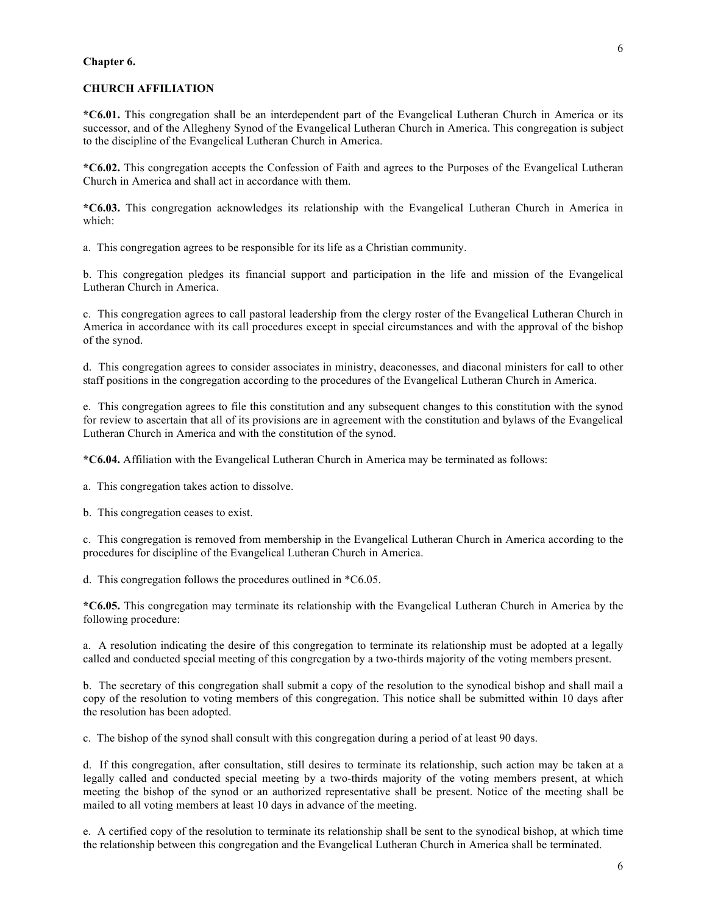**Chapter 6.**

**CHURCH AFFILIATION**

**\*C6.01.** This congregation shall be an interdependent part of the Evangelical Lutheran Church in America or its successor, and of the Allegheny Synod of the Evangelical Lutheran Church in America. This congregation is subject to the discipline of the Evangelical Lutheran Church in America.

**\*C6.02.** This congregation accepts the Confession of Faith and agrees to the Purposes of the Evangelical Lutheran Church in America and shall act in accordance with them.

**\*C6.03.** This congregation acknowledges its relationship with the Evangelical Lutheran Church in America in which:

a. This congregation agrees to be responsible for its life as a Christian community.

b. This congregation pledges its financial support and participation in the life and mission of the Evangelical Lutheran Church in America.

c. This congregation agrees to call pastoral leadership from the clergy roster of the Evangelical Lutheran Church in America in accordance with its call procedures except in special circumstances and with the approval of the bishop of the synod.

d. This congregation agrees to consider associates in ministry, deaconesses, and diaconal ministers for call to other staff positions in the congregation according to the procedures of the Evangelical Lutheran Church in America.

e. This congregation agrees to file this constitution and any subsequent changes to this constitution with the synod for review to ascertain that all of its provisions are in agreement with the constitution and bylaws of the Evangelical Lutheran Church in America and with the constitution of the synod.

**\*C6.04.** Affiliation with the Evangelical Lutheran Church in America may be terminated as follows:

a. This congregation takes action to dissolve.

b. This congregation ceases to exist.

c. This congregation is removed from membership in the Evangelical Lutheran Church in America according to the procedures for discipline of the Evangelical Lutheran Church in America.

d. This congregation follows the procedures outlined in *C6.05.

**\*C6.05.** This congregation may terminate its relationship with the Evangelical Lutheran Church in America by the following procedure:

a. A resolution indicating the desire of this congregation to terminate its relationship must be adopted at a legally called and conducted special meeting of this congregation by a two-thirds majority of the voting members present.

b. The secretary of this congregation shall submit a copy of the resolution to the synodical bishop and shall mail a copy of the resolution to voting members of this congregation. This notice shall be submitted within 10 days after the resolution has been adopted.

c. The bishop of the synod shall consult with this congregation during a period of at least 90 days.

d. If this congregation, after consultation, still desires to terminate its relationship, such action may be taken at a legally called and conducted special meeting by a two-thirds majority of the voting members present, at which meeting the bishop of the synod or an authorized representative shall be present. Notice of the meeting shall be mailed to all voting members at least 10 days in advance of the meeting.

e. A certified copy of the resolution to terminate its relationship shall be sent to the synodical bishop, at which time the relationship between this congregation and the Evangelical Lutheran Church in America shall be terminated.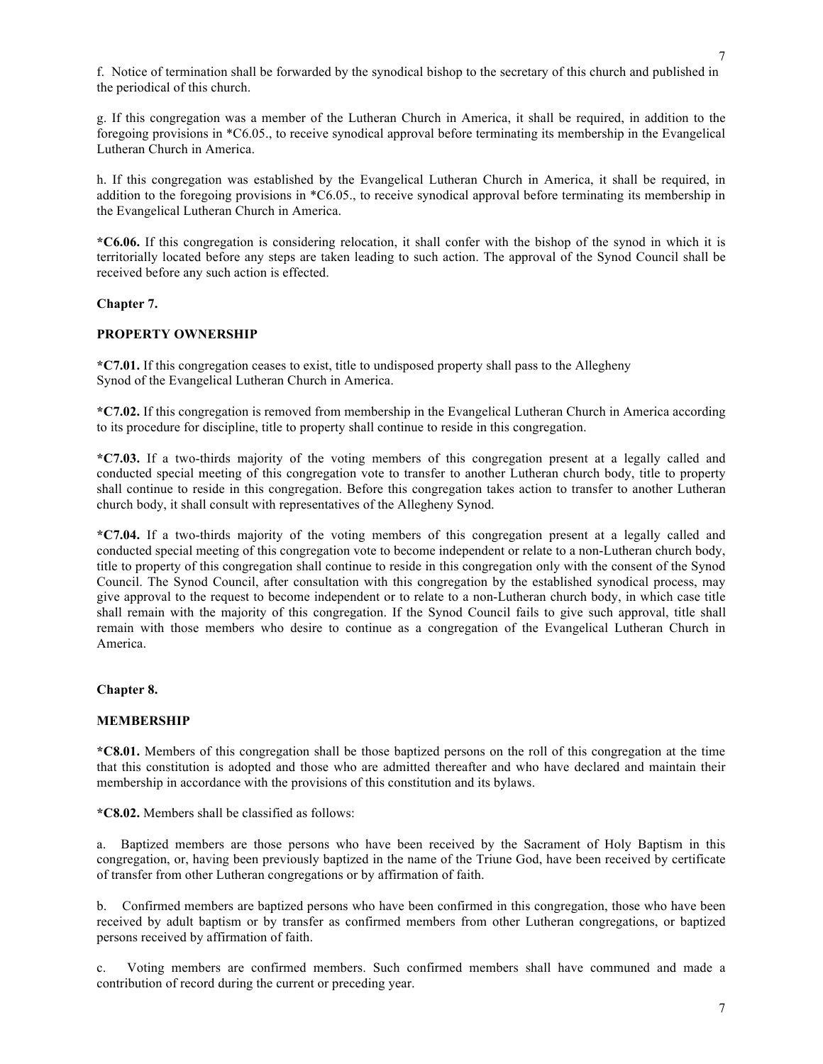f. Notice of termination shall be forwarded by the synodical bishop to the secretary of this church and published in the periodical of this church.

g. If this congregation was a member of the Lutheran Church in America, it shall be required, in addition to the foregoing provisions in *C6.05., to receive synodical approval before terminating its membership in the Evangelical Lutheran Church in America.

h. If this congregation was established by the Evangelical Lutheran Church in America, it shall be required, in addition to the foregoing provisions in *C6.05., to receive synodical approval before terminating its membership in the Evangelical Lutheran Church in America.

**\*C6.06.** If this congregation is considering relocation, it shall confer with the bishop of the synod in which it is territorially located before any steps are taken leading to such action. The approval of the Synod Council shall be received before any such action is effected.

**Chapter 7.**

**PROPERTY OWNERSHIP**

**\*C7.01.** If this congregation ceases to exist, title to undisposed property shall pass to the Allegheny Synod of the Evangelical Lutheran Church in America.

**\*C7.02.** If this congregation is removed from membership in the Evangelical Lutheran Church in America according to its procedure for discipline, title to property shall continue to reside in this congregation.

**\*C7.03.** If a two-thirds majority of the voting members of this congregation present at a legally called and conducted special meeting of this congregation vote to transfer to another Lutheran church body, title to property shall continue to reside in this congregation. Before this congregation takes action to transfer to another Lutheran church body, it shall consult with representatives of the Allegheny Synod.

**\*C7.04.** If a two-thirds majority of the voting members of this congregation present at a legally called and conducted special meeting of this congregation vote to become independent or relate to a non-Lutheran church body, title to property of this congregation shall continue to reside in this congregation only with the consent of the Synod Council. The Synod Council, after consultation with this congregation by the established synodical process, may give approval to the request to become independent or to relate to a non-Lutheran church body, in which case title shall remain with the majority of this congregation. If the Synod Council fails to give such approval, title shall remain with those members who desire to continue as a congregation of the Evangelical Lutheran Church in America.

**Chapter 8.**

**MEMBERSHIP**

**\*C8.01.** Members of this congregation shall be those baptized persons on the roll of this congregation at the time that this constitution is adopted and those who are admitted thereafter and who have declared and maintain their membership in accordance with the provisions of this constitution and its bylaws.

**\*C8.02.** Members shall be classified as follows:

a. Baptized members are those persons who have been received by the Sacrament of Holy Baptism in this congregation, or, having been previously baptized in the name of the Triune God, have been received by certificate of transfer from other Lutheran congregations or by affirmation of faith.

b. Confirmed members are baptized persons who have been confirmed in this congregation, those who have been received by adult baptism or by transfer as confirmed members from other Lutheran congregations, or baptized persons received by affirmation of faith.

c. Voting members are confirmed members. Such confirmed members shall have communed and made a contribution of record during the current or preceding year.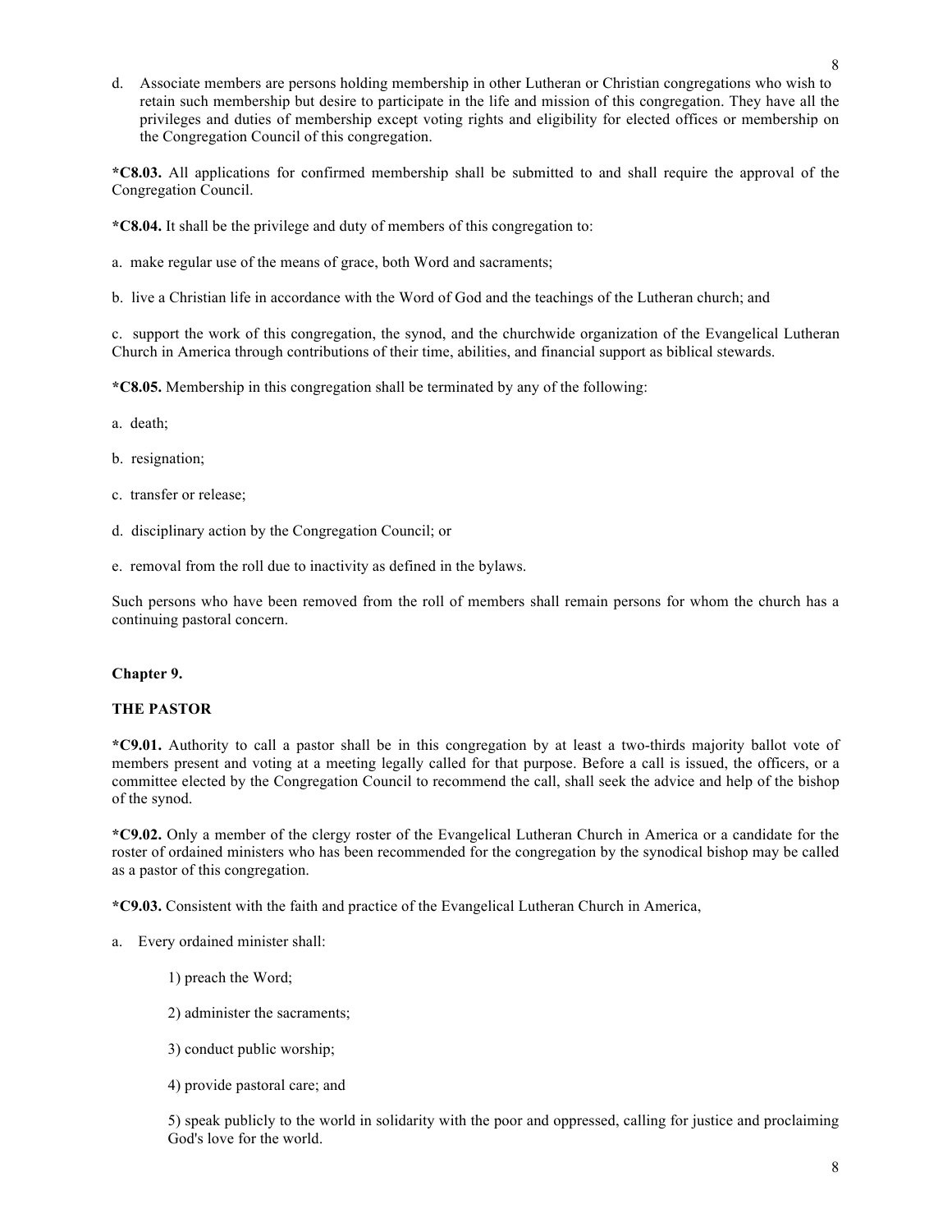d. Associate members are persons holding membership in other Lutheran or Christian congregations who wish to retain such membership but desire to participate in the life and mission of this congregation. They have all the privileges and duties of membership except voting rights and eligibility for elected offices or membership on the Congregation Council of this congregation.

**\*C8.03.** All applications for confirmed membership shall be submitted to and shall require the approval of the Congregation Council.

**\*C8.04.** It shall be the privilege and duty of members of this congregation to:

a. make regular use of the means of grace, both Word and sacraments;

b. live a Christian life in accordance with the Word of God and the teachings of the Lutheran church; and

c. support the work of this congregation, the synod, and the churchwide organization of the Evangelical Lutheran Church in America through contributions of their time, abilities, and financial support as biblical stewards.

**\*C8.05.** Membership in this congregation shall be terminated by any of the following:

a. death;

b. resignation;

c. transfer or release;

d. disciplinary action by the Congregation Council; or

e. removal from the roll due to inactivity as defined in the bylaws.

Such persons who have been removed from the roll of members shall remain persons for whom the church has a continuing pastoral concern.

**Chapter 9.**

**THE PASTOR**

**\*C9.01.** Authority to call a pastor shall be in this congregation by at least a two-thirds majority ballot vote of members present and voting at a meeting legally called for that purpose. Before a call is issued, the officers, or a committee elected by the Congregation Council to recommend the call, shall seek the advice and help of the bishop of the synod.

**\*C9.02.** Only a member of the clergy roster of the Evangelical Lutheran Church in America or a candidate for the roster of ordained ministers who has been recommended for the congregation by the synodical bishop may be called as a pastor of this congregation.

**\*C9.03.** Consistent with the faith and practice of the Evangelical Lutheran Church in America,

a. Every ordained minister shall:

1) preach the Word;

2) administer the sacraments;

3) conduct public worship;

4) provide pastoral care; and

5) speak publicly to the world in solidarity with the poor and oppressed, calling for justice and proclaiming God's love for the world.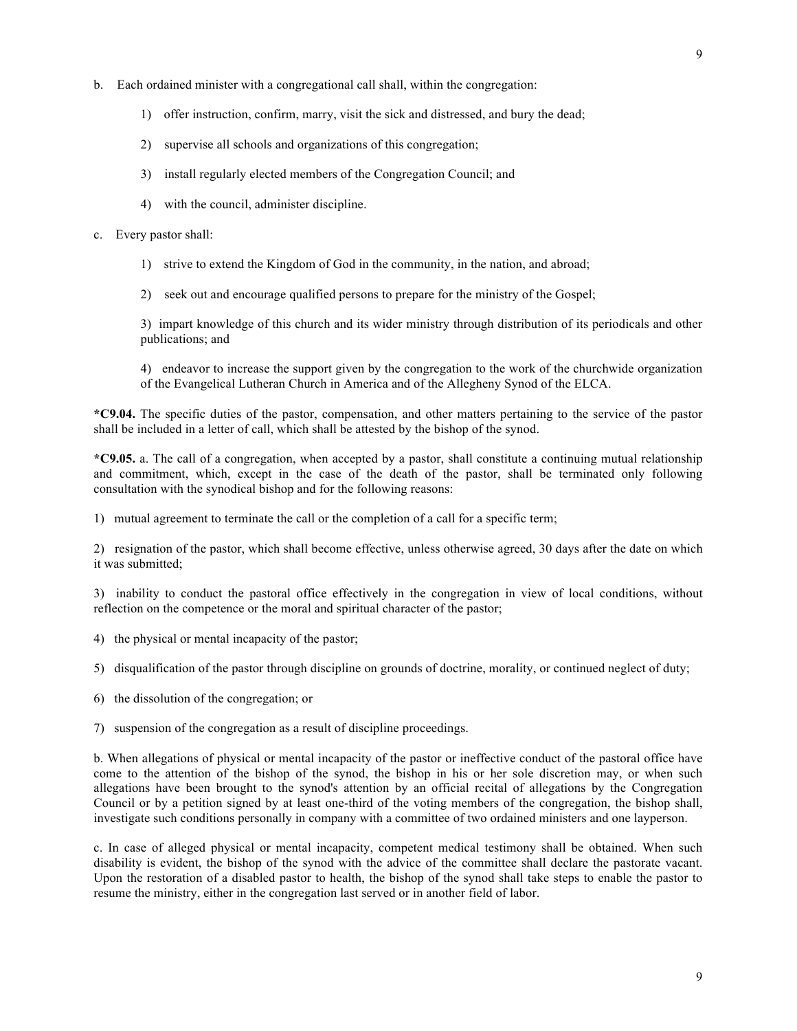b. Each ordained minister with a congregational call shall, within the congregation:

1) offer instruction, confirm, marry, visit the sick and distressed, and bury the dead;

2) supervise all schools and organizations of this congregation;

3) install regularly elected members of the Congregation Council; and

4) with the council, administer discipline.

c. Every pastor shall:

1) strive to extend the Kingdom of God in the community, in the nation, and abroad;

2) seek out and encourage qualified persons to prepare for the ministry of the Gospel;

3) impart knowledge of this church and its wider ministry through distribution of its periodicals and other publications; and

4) endeavor to increase the support given by the congregation to the work of the churchwide organization of the Evangelical Lutheran Church in America and of the Allegheny Synod of the ELCA.

**\*C9.04.** The specific duties of the pastor, compensation, and other matters pertaining to the service of the pastor shall be included in a letter of call, which shall be attested by the bishop of the synod.

**\*C9.05.** a. The call of a congregation, when accepted by a pastor, shall constitute a continuing mutual relationship and commitment, which, except in the case of the death of the pastor, shall be terminated only following consultation with the synodical bishop and for the following reasons:

1) mutual agreement to terminate the call or the completion of a call for a specific term;

2) resignation of the pastor, which shall become effective, unless otherwise agreed, 30 days after the date on which it was submitted;

3) inability to conduct the pastoral office effectively in the congregation in view of local conditions, without reflection on the competence or the moral and spiritual character of the pastor;

4) the physical or mental incapacity of the pastor;

5) disqualification of the pastor through discipline on grounds of doctrine, morality, or continued neglect of duty;

6) the dissolution of the congregation; or

7) suspension of the congregation as a result of discipline proceedings.

b. When allegations of physical or mental incapacity of the pastor or ineffective conduct of the pastoral office have come to the attention of the bishop of the synod, the bishop in his or her sole discretion may, or when such allegations have been brought to the synod's attention by an official recital of allegations by the Congregation Council or by a petition signed by at least one-third of the voting members of the congregation, the bishop shall, investigate such conditions personally in company with a committee of two ordained ministers and one layperson.

c. In case of alleged physical or mental incapacity, competent medical testimony shall be obtained. When such disability is evident, the bishop of the synod with the advice of the committee shall declare the pastorate vacant. Upon the restoration of a disabled pastor to health, the bishop of the synod shall take steps to enable the pastor to resume the ministry, either in the congregation last served or in another field of labor.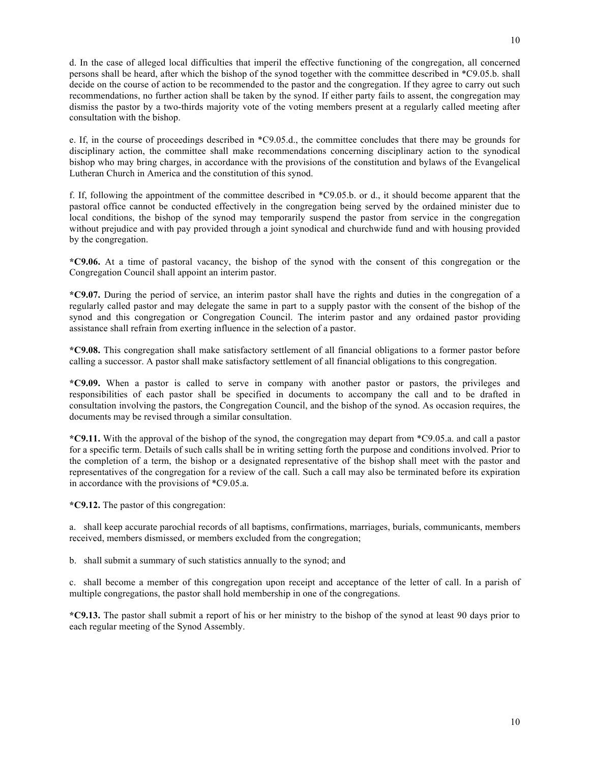d. In the case of alleged local difficulties that imperil the effective functioning of the congregation, all concerned persons shall be heard, after which the bishop of the synod together with the committee described in *C9.05.b. shall decide on the course of action to be recommended to the pastor and the congregation. If they agree to carry out such recommendations, no further action shall be taken by the synod. If either party fails to assent, the congregation may dismiss the pastor by a two-thirds majority vote of the voting members present at a regularly called meeting after consultation with the bishop.

e. If, in the course of proceedings described in *C9.05.d., the committee concludes that there may be grounds for disciplinary action, the committee shall make recommendations concerning disciplinary action to the synodical bishop who may bring charges, in accordance with the provisions of the constitution and bylaws of the Evangelical Lutheran Church in America and the constitution of this synod.

f. If, following the appointment of the committee described in *C9.05.b. or d., it should become apparent that the pastoral office cannot be conducted effectively in the congregation being served by the ordained minister due to local conditions, the bishop of the synod may temporarily suspend the pastor from service in the congregation without prejudice and with pay provided through a joint synodical and churchwide fund and with housing provided by the congregation.

**\*C9.06.** At a time of pastoral vacancy, the bishop of the synod with the consent of this congregation or the Congregation Council shall appoint an interim pastor.

**\*C9.07.** During the period of service, an interim pastor shall have the rights and duties in the congregation of a regularly called pastor and may delegate the same in part to a supply pastor with the consent of the bishop of the synod and this congregation or Congregation Council. The interim pastor and any ordained pastor providing assistance shall refrain from exerting influence in the selection of a pastor.

**\*C9.08.** This congregation shall make satisfactory settlement of all financial obligations to a former pastor before calling a successor. A pastor shall make satisfactory settlement of all financial obligations to this congregation.

**\*C9.09.** When a pastor is called to serve in company with another pastor or pastors, the privileges and responsibilities of each pastor shall be specified in documents to accompany the call and to be drafted in consultation involving the pastors, the Congregation Council, and the bishop of the synod. As occasion requires, the documents may be revised through a similar consultation.

**\*C9.11.** With the approval of the bishop of the synod, the congregation may depart from *C9.05.a. and call a pastor for a specific term. Details of such calls shall be in writing setting forth the purpose and conditions involved. Prior to the completion of a term, the bishop or a designated representative of the bishop shall meet with the pastor and representatives of the congregation for a review of the call. Such a call may also be terminated before its expiration in accordance with the provisions of *C9.05.a.

**\*C9.12.** The pastor of this congregation:

a. shall keep accurate parochial records of all baptisms, confirmations, marriages, burials, communicants, members received, members dismissed, or members excluded from the congregation;

b. shall submit a summary of such statistics annually to the synod; and

c. shall become a member of this congregation upon receipt and acceptance of the letter of call. In a parish of multiple congregations, the pastor shall hold membership in one of the congregations.

**\*C9.13.** The pastor shall submit a report of his or her ministry to the bishop of the synod at least 90 days prior to each regular meeting of the Synod Assembly.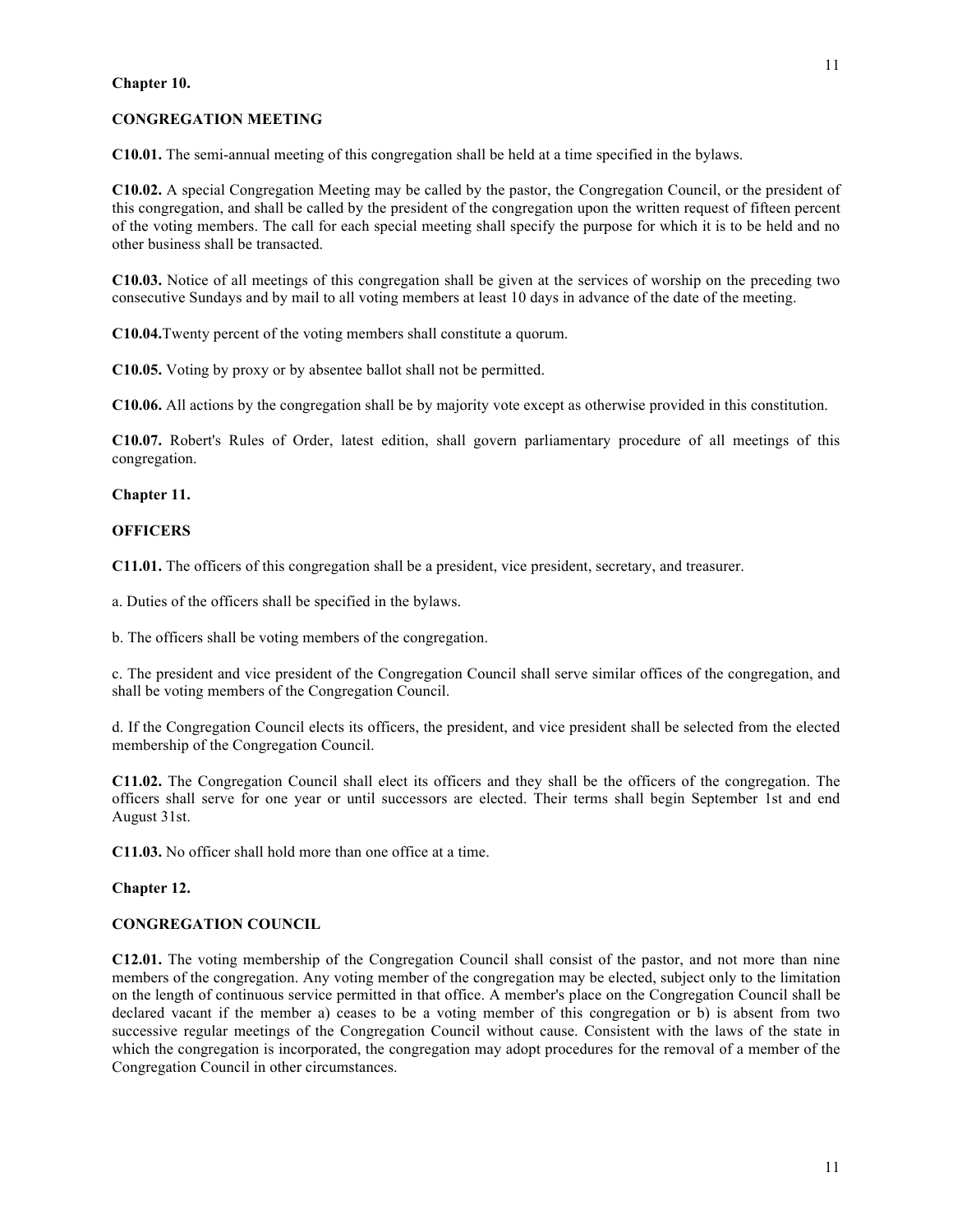**Chapter 10.**

**CONGREGATION MEETING**

**C10.01.** The semi-annual meeting of this congregation shall be held at a time specified in the bylaws.

**C10.02.** A special Congregation Meeting may be called by the pastor, the Congregation Council, or the president of this congregation, and shall be called by the president of the congregation upon the written request of fifteen percent of the voting members. The call for each special meeting shall specify the purpose for which it is to be held and no other business shall be transacted.

**C10.03.** Notice of all meetings of this congregation shall be given at the services of worship on the preceding two consecutive Sundays and by mail to all voting members at least 10 days in advance of the date of the meeting.

**C10.04.**Twenty percent of the voting members shall constitute a quorum.

**C10.05.** Voting by proxy or by absentee ballot shall not be permitted.

**C10.06.** All actions by the congregation shall be by majority vote except as otherwise provided in this constitution.

**C10.07.** Robert's Rules of Order, latest edition, shall govern parliamentary procedure of all meetings of this congregation.

**Chapter 11.**

**OFFICERS**

**C11.01.** The officers of this congregation shall be a president, vice president, secretary, and treasurer.

a. Duties of the officers shall be specified in the bylaws.

b. The officers shall be voting members of the congregation.

c. The president and vice president of the Congregation Council shall serve similar offices of the congregation, and shall be voting members of the Congregation Council.

d. If the Congregation Council elects its officers, the president, and vice president shall be selected from the elected membership of the Congregation Council.

**C11.02.** The Congregation Council shall elect its officers and they shall be the officers of the congregation. The officers shall serve for one year or until successors are elected. Their terms shall begin September 1st and end August 31st.

**C11.03.** No officer shall hold more than one office at a time.

**Chapter 12.**

**CONGREGATION COUNCIL**

**C12.01.** The voting membership of the Congregation Council shall consist of the pastor, and not more than nine members of the congregation. Any voting member of the congregation may be elected, subject only to the limitation on the length of continuous service permitted in that office. A member's place on the Congregation Council shall be declared vacant if the member a) ceases to be a voting member of this congregation or b) is absent from two successive regular meetings of the Congregation Council without cause. Consistent with the laws of the state in which the congregation is incorporated, the congregation may adopt procedures for the removal of a member of the Congregation Council in other circumstances.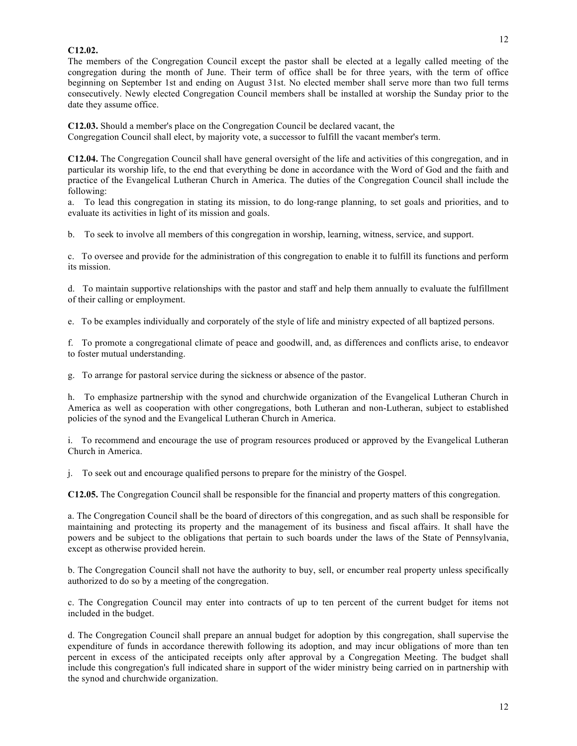**C12.02.**
The members of the Congregation Council except the pastor shall be elected at a legally called meeting of the congregation during the month of June. Their term of office shall be for three years, with the term of office beginning on September 1st and ending on August 31st. No elected member shall serve more than two full terms consecutively. Newly elected Congregation Council members shall be installed at worship the Sunday prior to the date they assume office.

**C12.03.** Should a member's place on the Congregation Council be declared vacant, the Congregation Council shall elect, by majority vote, a successor to fulfill the vacant member's term.

**C12.04.** The Congregation Council shall have general oversight of the life and activities of this congregation, and in particular its worship life, to the end that everything be done in accordance with the Word of God and the faith and practice of the Evangelical Lutheran Church in America. The duties of the Congregation Council shall include the following:

a. To lead this congregation in stating its mission, to do long-range planning, to set goals and priorities, and to evaluate its activities in light of its mission and goals.

b. To seek to involve all members of this congregation in worship, learning, witness, service, and support.

c. To oversee and provide for the administration of this congregation to enable it to fulfill its functions and perform its mission.

d. To maintain supportive relationships with the pastor and staff and help them annually to evaluate the fulfillment of their calling or employment.

e. To be examples individually and corporately of the style of life and ministry expected of all baptized persons.

f. To promote a congregational climate of peace and goodwill, and, as differences and conflicts arise, to endeavor to foster mutual understanding.

g. To arrange for pastoral service during the sickness or absence of the pastor.

h. To emphasize partnership with the synod and churchwide organization of the Evangelical Lutheran Church in America as well as cooperation with other congregations, both Lutheran and non-Lutheran, subject to established policies of the synod and the Evangelical Lutheran Church in America.

i. To recommend and encourage the use of program resources produced or approved by the Evangelical Lutheran Church in America.

j. To seek out and encourage qualified persons to prepare for the ministry of the Gospel.

**C12.05.** The Congregation Council shall be responsible for the financial and property matters of this congregation.

a. The Congregation Council shall be the board of directors of this congregation, and as such shall be responsible for maintaining and protecting its property and the management of its business and fiscal affairs. It shall have the powers and be subject to the obligations that pertain to such boards under the laws of the State of Pennsylvania, except as otherwise provided herein.

b. The Congregation Council shall not have the authority to buy, sell, or encumber real property unless specifically authorized to do so by a meeting of the congregation.

c. The Congregation Council may enter into contracts of up to ten percent of the current budget for items not included in the budget.

d. The Congregation Council shall prepare an annual budget for adoption by this congregation, shall supervise the expenditure of funds in accordance therewith following its adoption, and may incur obligations of more than ten percent in excess of the anticipated receipts only after approval by a Congregation Meeting. The budget shall include this congregation's full indicated share in support of the wider ministry being carried on in partnership with the synod and churchwide organization.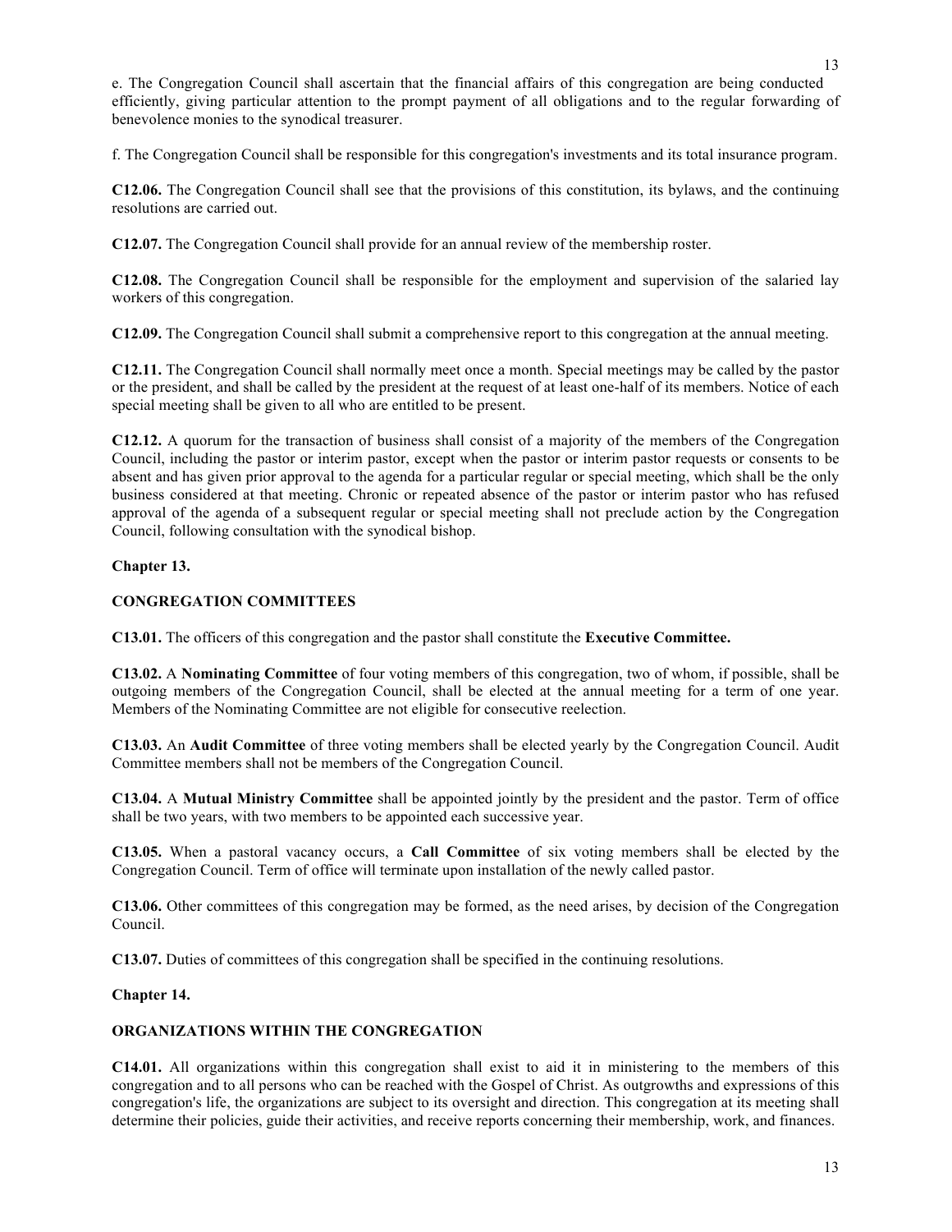e. The Congregation Council shall ascertain that the financial affairs of this congregation are being conducted efficiently, giving particular attention to the prompt payment of all obligations and to the regular forwarding of benevolence monies to the synodical treasurer.

f. The Congregation Council shall be responsible for this congregation's investments and its total insurance program.

**C12.06.** The Congregation Council shall see that the provisions of this constitution, its bylaws, and the continuing resolutions are carried out.

**C12.07.** The Congregation Council shall provide for an annual review of the membership roster.

**C12.08.** The Congregation Council shall be responsible for the employment and supervision of the salaried lay workers of this congregation.

**C12.09.** The Congregation Council shall submit a comprehensive report to this congregation at the annual meeting.

**C12.11.** The Congregation Council shall normally meet once a month. Special meetings may be called by the pastor or the president, and shall be called by the president at the request of at least one-half of its members. Notice of each special meeting shall be given to all who are entitled to be present.

**C12.12.** A quorum for the transaction of business shall consist of a majority of the members of the Congregation Council, including the pastor or interim pastor, except when the pastor or interim pastor requests or consents to be absent and has given prior approval to the agenda for a particular regular or special meeting, which shall be the only business considered at that meeting. Chronic or repeated absence of the pastor or interim pastor who has refused approval of the agenda of a subsequent regular or special meeting shall not preclude action by the Congregation Council, following consultation with the synodical bishop.

## Chapter 13.

## CONGREGATION COMMITTEES

**C13.01.** The officers of this congregation and the pastor shall constitute the **Executive Committee.**

**C13.02.** A **Nominating Committee** of four voting members of this congregation, two of whom, if possible, shall be outgoing members of the Congregation Council, shall be elected at the annual meeting for a term of one year. Members of the Nominating Committee are not eligible for consecutive reelection.

**C13.03.** An **Audit Committee** of three voting members shall be elected yearly by the Congregation Council. Audit Committee members shall not be members of the Congregation Council.

**C13.04.** A **Mutual Ministry Committee** shall be appointed jointly by the president and the pastor. Term of office shall be two years, with two members to be appointed each successive year.

**C13.05.** When a pastoral vacancy occurs, a **Call Committee** of six voting members shall be elected by the Congregation Council. Term of office will terminate upon installation of the newly called pastor.

**C13.06.** Other committees of this congregation may be formed, as the need arises, by decision of the Congregation Council.

**C13.07.** Duties of committees of this congregation shall be specified in the continuing resolutions.

## Chapter 14.

## ORGANIZATIONS WITHIN THE CONGREGATION

**C14.01.** All organizations within this congregation shall exist to aid it in ministering to the members of this congregation and to all persons who can be reached with the Gospel of Christ. As outgrowths and expressions of this congregation's life, the organizations are subject to its oversight and direction. This congregation at its meeting shall determine their policies, guide their activities, and receive reports concerning their membership, work, and finances.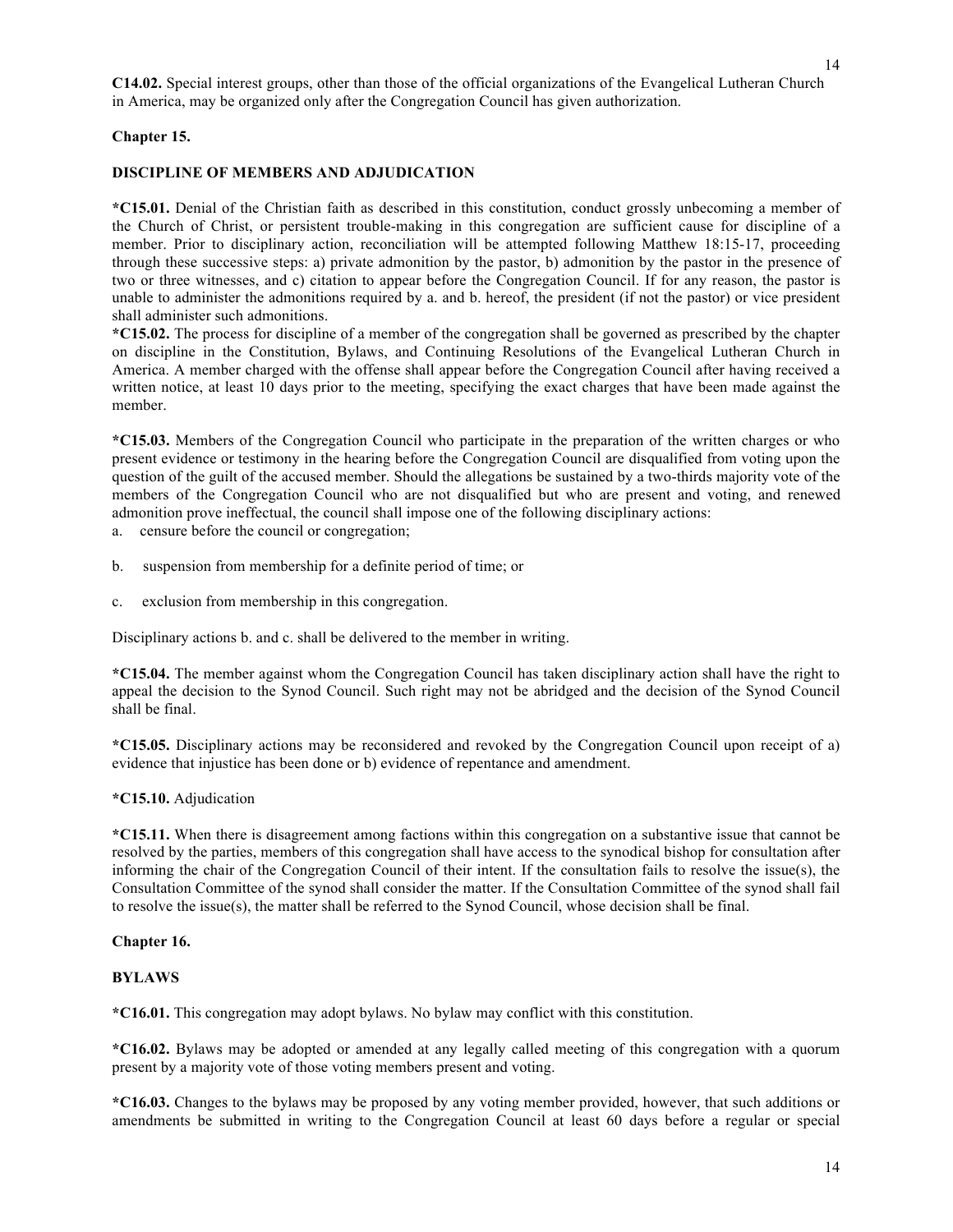**C14.02.** Special interest groups, other than those of the official organizations of the Evangelical Lutheran Church in America, may be organized only after the Congregation Council has given authorization.

## Chapter 15.

## DISCIPLINE OF MEMBERS AND ADJUDICATION

***C15.01.** Denial of the Christian faith as described in this constitution, conduct grossly unbecoming a member of the Church of Christ, or persistent trouble-making in this congregation are sufficient cause for discipline of a member. Prior to disciplinary action, reconciliation will be attempted following Matthew 18:15-17, proceeding through these successive steps: a) private admonition by the pastor, b) admonition by the pastor in the presence of two or three witnesses, and c) citation to appear before the Congregation Council. If for any reason, the pastor is unable to administer the admonitions required by a. and b. hereof, the president (if not the pastor) or vice president shall administer such admonitions.

***C15.02.** The process for discipline of a member of the congregation shall be governed as prescribed by the chapter on discipline in the Constitution, Bylaws, and Continuing Resolutions of the Evangelical Lutheran Church in America. A member charged with the offense shall appear before the Congregation Council after having received a written notice, at least 10 days prior to the meeting, specifying the exact charges that have been made against the member.

***C15.03.** Members of the Congregation Council who participate in the preparation of the written charges or who present evidence or testimony in the hearing before the Congregation Council are disqualified from voting upon the question of the guilt of the accused member. Should the allegations be sustained by a two-thirds majority vote of the members of the Congregation Council who are not disqualified but who are present and voting, and renewed admonition prove ineffectual, the council shall impose one of the following disciplinary actions:

a. censure before the council or congregation;

b. suspension from membership for a definite period of time; or

c. exclusion from membership in this congregation.

Disciplinary actions b. and c. shall be delivered to the member in writing.

***C15.04.** The member against whom the Congregation Council has taken disciplinary action shall have the right to appeal the decision to the Synod Council. Such right may not be abridged and the decision of the Synod Council shall be final.

***C15.05.** Disciplinary actions may be reconsidered and revoked by the Congregation Council upon receipt of a) evidence that injustice has been done or b) evidence of repentance and amendment.

***C15.10.** Adjudication

***C15.11.** When there is disagreement among factions within this congregation on a substantive issue that cannot be resolved by the parties, members of this congregation shall have access to the synodical bishop for consultation after informing the chair of the Congregation Council of their intent. If the consultation fails to resolve the issue(s), the Consultation Committee of the synod shall consider the matter. If the Consultation Committee of the synod shall fail to resolve the issue(s), the matter shall be referred to the Synod Council, whose decision shall be final.

## Chapter 16.

## BYLAWS

***C16.01.** This congregation may adopt bylaws. No bylaw may conflict with this constitution.

***C16.02.** Bylaws may be adopted or amended at any legally called meeting of this congregation with a quorum present by a majority vote of those voting members present and voting.

***C16.03.** Changes to the bylaws may be proposed by any voting member provided, however, that such additions or amendments be submitted in writing to the Congregation Council at least 60 days before a regular or special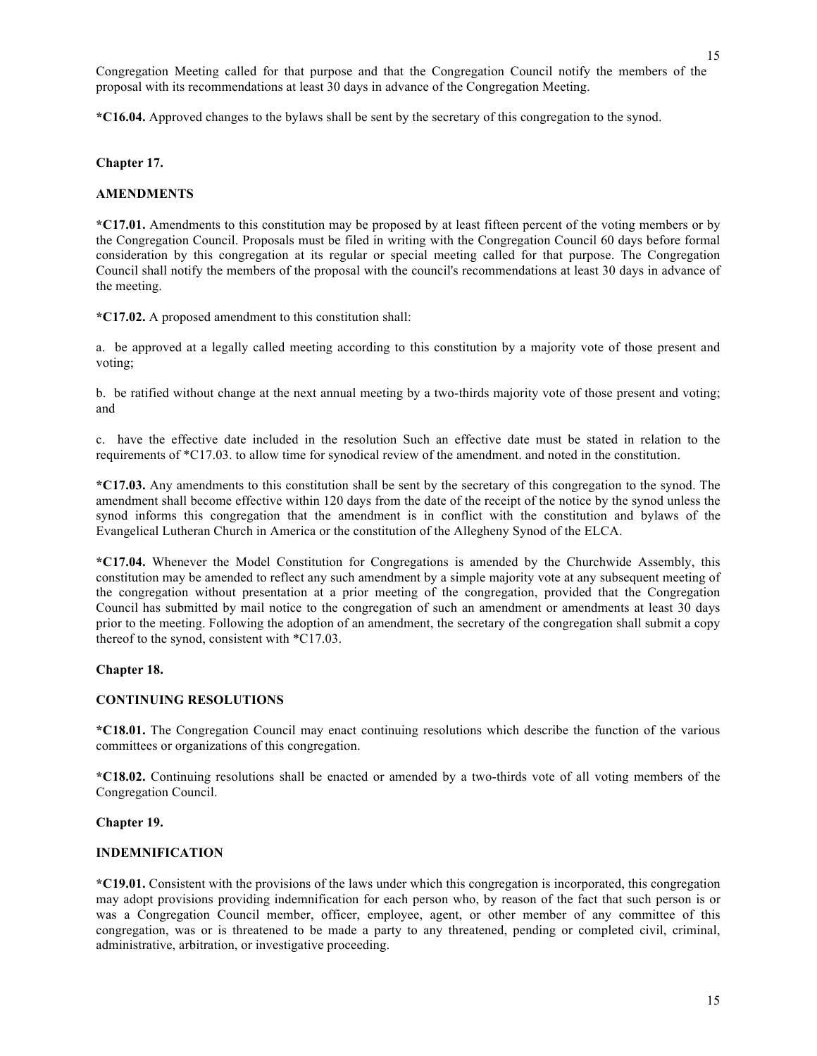Congregation Meeting called for that purpose and that the Congregation Council notify the members of the proposal with its recommendations at least 30 days in advance of the Congregation Meeting.

**\*C16.04.** Approved changes to the bylaws shall be sent by the secretary of this congregation to the synod.

**Chapter 17.**

**AMENDMENTS**

**\*C17.01.** Amendments to this constitution may be proposed by at least fifteen percent of the voting members or by the Congregation Council. Proposals must be filed in writing with the Congregation Council 60 days before formal consideration by this congregation at its regular or special meeting called for that purpose. The Congregation Council shall notify the members of the proposal with the council's recommendations at least 30 days in advance of the meeting.

**\*C17.02.** A proposed amendment to this constitution shall:

a. be approved at a legally called meeting according to this constitution by a majority vote of those present and voting;

b. be ratified without change at the next annual meeting by a two-thirds majority vote of those present and voting; and

c. have the effective date included in the resolution Such an effective date must be stated in relation to the requirements of *C17.03. to allow time for synodical review of the amendment. and noted in the constitution.

**\*C17.03.** Any amendments to this constitution shall be sent by the secretary of this congregation to the synod. The amendment shall become effective within 120 days from the date of the receipt of the notice by the synod unless the synod informs this congregation that the amendment is in conflict with the constitution and bylaws of the Evangelical Lutheran Church in America or the constitution of the Allegheny Synod of the ELCA.

**\*C17.04.** Whenever the Model Constitution for Congregations is amended by the Churchwide Assembly, this constitution may be amended to reflect any such amendment by a simple majority vote at any subsequent meeting of the congregation without presentation at a prior meeting of the congregation, provided that the Congregation Council has submitted by mail notice to the congregation of such an amendment or amendments at least 30 days prior to the meeting. Following the adoption of an amendment, the secretary of the congregation shall submit a copy thereof to the synod, consistent with *C17.03.

**Chapter 18.**

**CONTINUING RESOLUTIONS**

**\*C18.01.** The Congregation Council may enact continuing resolutions which describe the function of the various committees or organizations of this congregation.

**\*C18.02.** Continuing resolutions shall be enacted or amended by a two-thirds vote of all voting members of the Congregation Council.

**Chapter 19.**

**INDEMNIFICATION**

**\*C19.01.** Consistent with the provisions of the laws under which this congregation is incorporated, this congregation may adopt provisions providing indemnification for each person who, by reason of the fact that such person is or was a Congregation Council member, officer, employee, agent, or other member of any committee of this congregation, was or is threatened to be made a party to any threatened, pending or completed civil, criminal, administrative, arbitration, or investigative proceeding.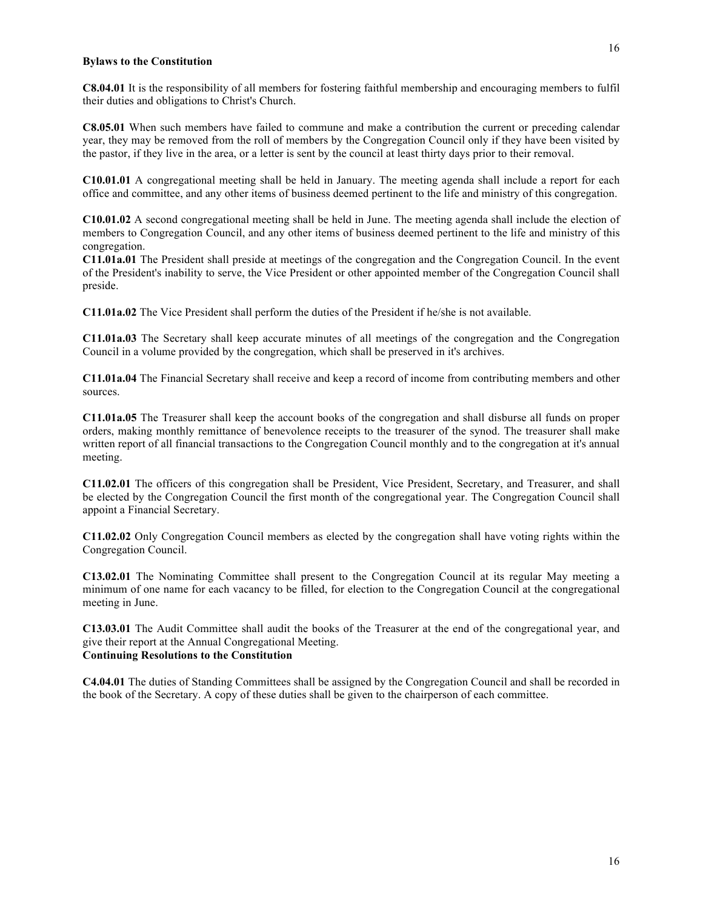**Bylaws to the Constitution**

**C8.04.01** It is the responsibility of all members for fostering faithful membership and encouraging members to fulfil their duties and obligations to Christ's Church.

**C8.05.01** When such members have failed to commune and make a contribution the current or preceding calendar year, they may be removed from the roll of members by the Congregation Council only if they have been visited by the pastor, if they live in the area, or a letter is sent by the council at least thirty days prior to their removal.

**C10.01.01** A congregational meeting shall be held in January. The meeting agenda shall include a report for each office and committee, and any other items of business deemed pertinent to the life and ministry of this congregation.

**C10.01.02** A second congregational meeting shall be held in June. The meeting agenda shall include the election of members to Congregation Council, and any other items of business deemed pertinent to the life and ministry of this congregation.

**C11.01a.01** The President shall preside at meetings of the congregation and the Congregation Council. In the event of the President's inability to serve, the Vice President or other appointed member of the Congregation Council shall preside.

**C11.01a.02** The Vice President shall perform the duties of the President if he/she is not available.

**C11.01a.03** The Secretary shall keep accurate minutes of all meetings of the congregation and the Congregation Council in a volume provided by the congregation, which shall be preserved in it's archives.

**C11.01a.04** The Financial Secretary shall receive and keep a record of income from contributing members and other sources.

**C11.01a.05** The Treasurer shall keep the account books of the congregation and shall disburse all funds on proper orders, making monthly remittance of benevolence receipts to the treasurer of the synod. The treasurer shall make written report of all financial transactions to the Congregation Council monthly and to the congregation at it's annual meeting.

**C11.02.01** The officers of this congregation shall be President, Vice President, Secretary, and Treasurer, and shall be elected by the Congregation Council the first month of the congregational year. The Congregation Council shall appoint a Financial Secretary.

**C11.02.02** Only Congregation Council members as elected by the congregation shall have voting rights within the Congregation Council.

**C13.02.01** The Nominating Committee shall present to the Congregation Council at its regular May meeting a minimum of one name for each vacancy to be filled, for election to the Congregation Council at the congregational meeting in June.

**C13.03.01** The Audit Committee shall audit the books of the Treasurer at the end of the congregational year, and give their report at the Annual Congregational Meeting.

**Continuing Resolutions to the Constitution**

**C4.04.01** The duties of Standing Committees shall be assigned by the Congregation Council and shall be recorded in the book of the Secretary. A copy of these duties shall be given to the chairperson of each committee.